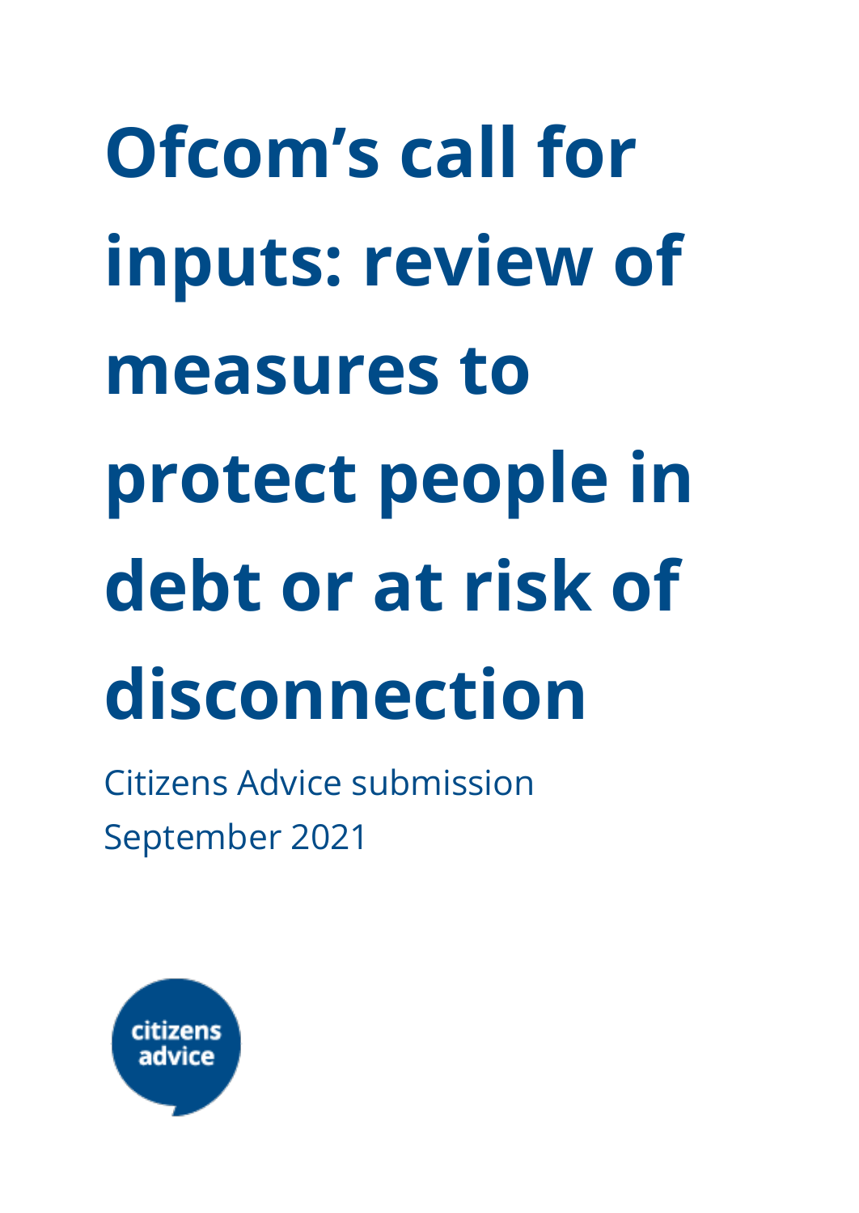# Ofcom's call for inputs: review of measures to protect people in debt or at risk of disconnection

Citizens Advice submission

September 2021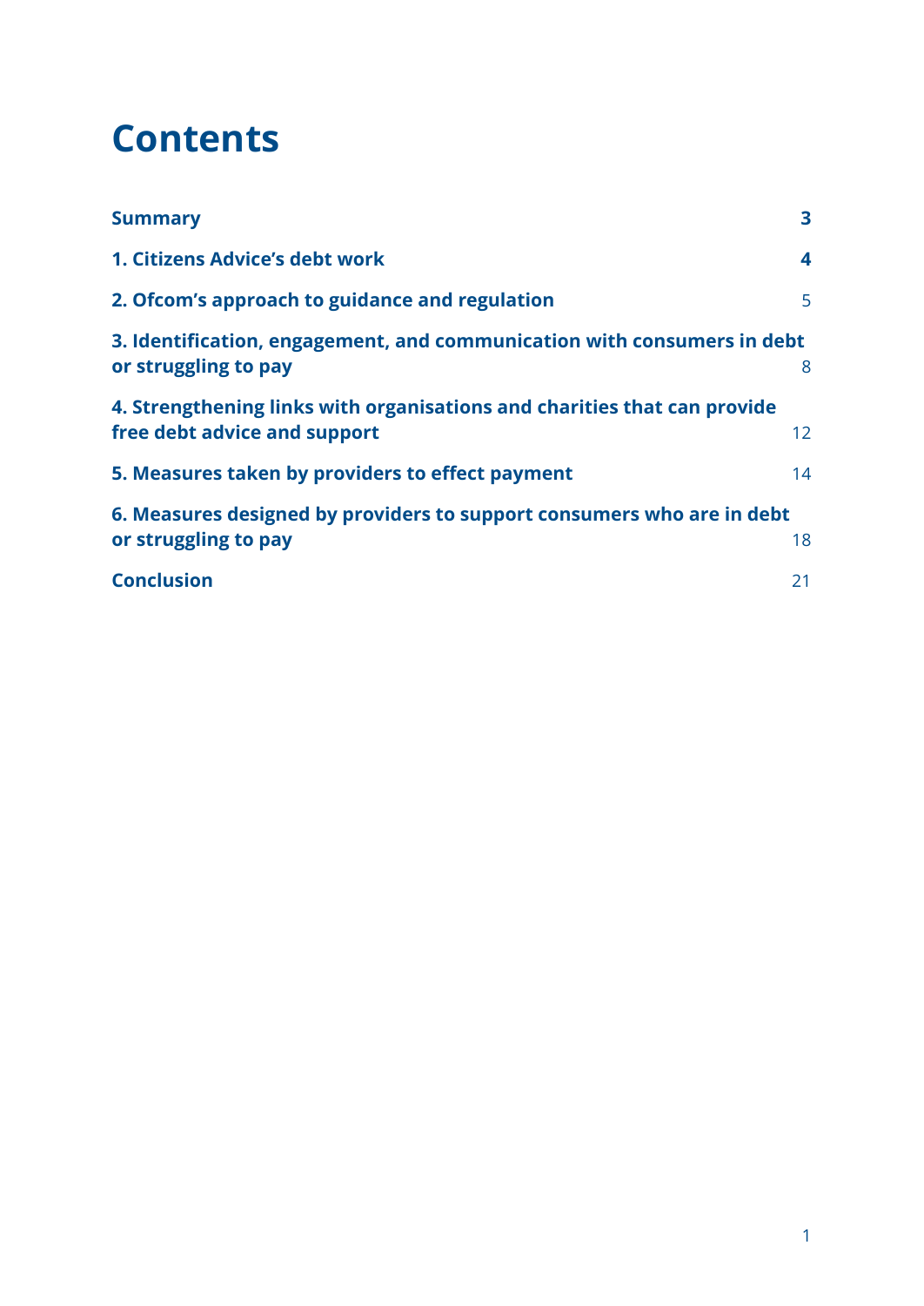# Contents

| | |
|---|---|
| **Summary** | **3** |
| **1. Citizens Advice's debt work** | **4** |
| **2. Ofcom's approach to guidance and regulation** | 5 |
| **3. Identification, engagement, and communication with consumers in debt or struggling to pay** | 8 |
| **4. Strengthening links with organisations and charities that can provide free debt advice and support** | 12 |
| **5. Measures taken by providers to effect payment** | 14 |
| **6. Measures designed by providers to support consumers who are in debt or struggling to pay** | 18 |
| **Conclusion** | 21 |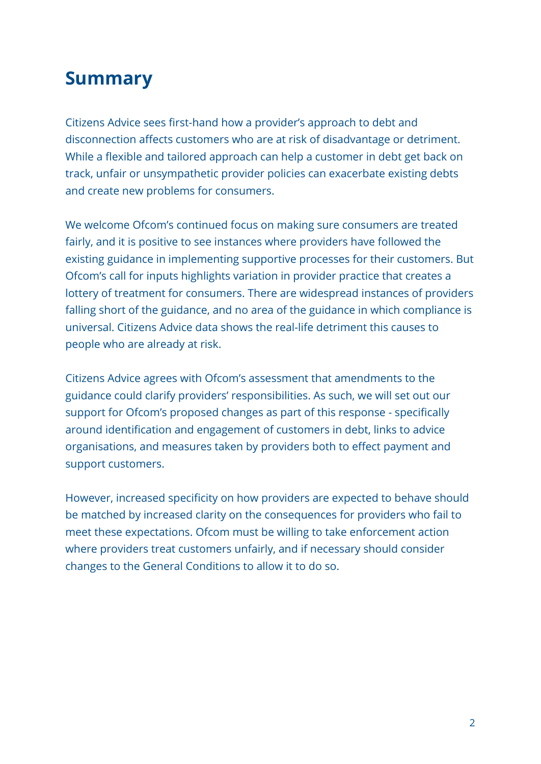## Summary

Citizens Advice sees first-hand how a provider's approach to debt and disconnection affects customers who are at risk of disadvantage or detriment. While a flexible and tailored approach can help a customer in debt get back on track, unfair or unsympathetic provider policies can exacerbate existing debts and create new problems for consumers.

We welcome Ofcom's continued focus on making sure consumers are treated fairly, and it is positive to see instances where providers have followed the existing guidance in implementing supportive processes for their customers. But Ofcom's call for inputs highlights variation in provider practice that creates a lottery of treatment for consumers. There are widespread instances of providers falling short of the guidance, and no area of the guidance in which compliance is universal. Citizens Advice data shows the real-life detriment this causes to people who are already at risk.

Citizens Advice agrees with Ofcom's assessment that amendments to the guidance could clarify providers' responsibilities. As such, we will set out our support for Ofcom's proposed changes as part of this response - specifically around identification and engagement of customers in debt, links to advice organisations, and measures taken by providers both to effect payment and support customers.

However, increased specificity on how providers are expected to behave should be matched by increased clarity on the consequences for providers who fail to meet these expectations. Ofcom must be willing to take enforcement action where providers treat customers unfairly, and if necessary should consider changes to the General Conditions to allow it to do so.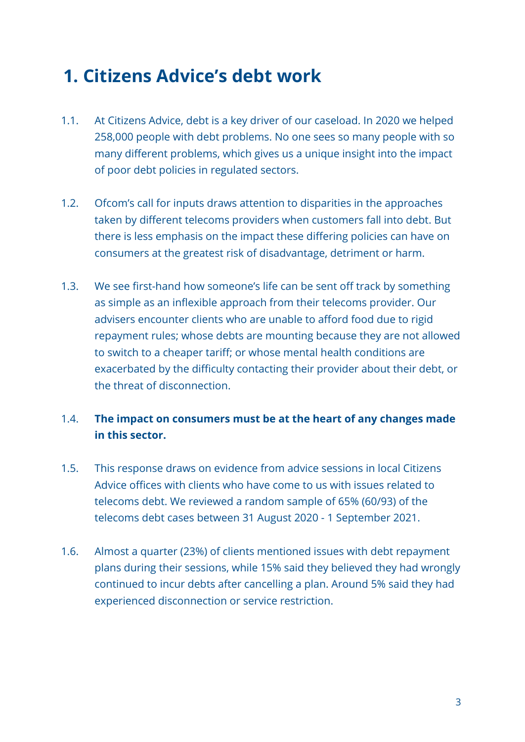# 1. Citizens Advice's debt work

1.1. At Citizens Advice, debt is a key driver of our caseload. In 2020 we helped 258,000 people with debt problems. No one sees so many people with so many different problems, which gives us a unique insight into the impact of poor debt policies in regulated sectors.

1.2. Ofcom's call for inputs draws attention to disparities in the approaches taken by different telecoms providers when customers fall into debt. But there is less emphasis on the impact these differing policies can have on consumers at the greatest risk of disadvantage, detriment or harm.

1.3. We see first-hand how someone's life can be sent off track by something as simple as an inflexible approach from their telecoms provider. Our advisers encounter clients who are unable to afford food due to rigid repayment rules; whose debts are mounting because they are not allowed to switch to a cheaper tariff; or whose mental health conditions are exacerbated by the difficulty contacting their provider about their debt, or the threat of disconnection.

1.4. **The impact on consumers must be at the heart of any changes made in this sector.**

1.5. This response draws on evidence from advice sessions in local Citizens Advice offices with clients who have come to us with issues related to telecoms debt. We reviewed a random sample of 65% (60/93) of the telecoms debt cases between 31 August 2020 - 1 September 2021.

1.6. Almost a quarter (23%) of clients mentioned issues with debt repayment plans during their sessions, while 15% said they believed they had wrongly continued to incur debts after cancelling a plan. Around 5% said they had experienced disconnection or service restriction.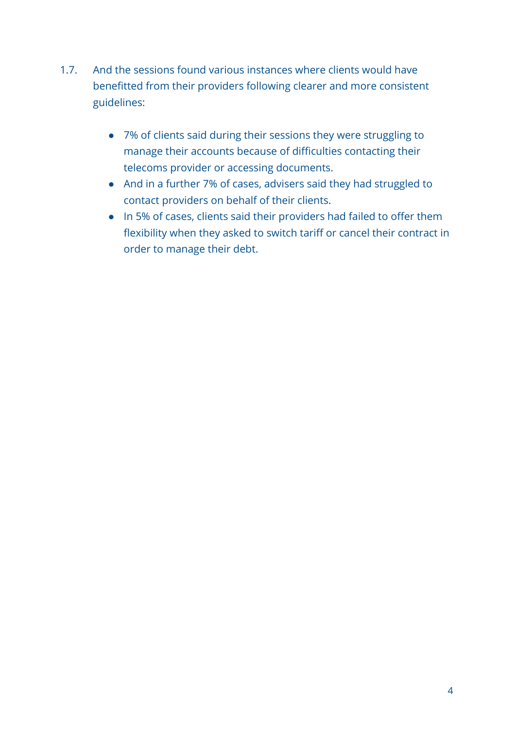1.7. And the sessions found various instances where clients would have benefitted from their providers following clearer and more consistent guidelines:

- 7% of clients said during their sessions they were struggling to manage their accounts because of difficulties contacting their telecoms provider or accessing documents.
- And in a further 7% of cases, advisers said they had struggled to contact providers on behalf of their clients.
- In 5% of cases, clients said their providers had failed to offer them flexibility when they asked to switch tariff or cancel their contract in order to manage their debt.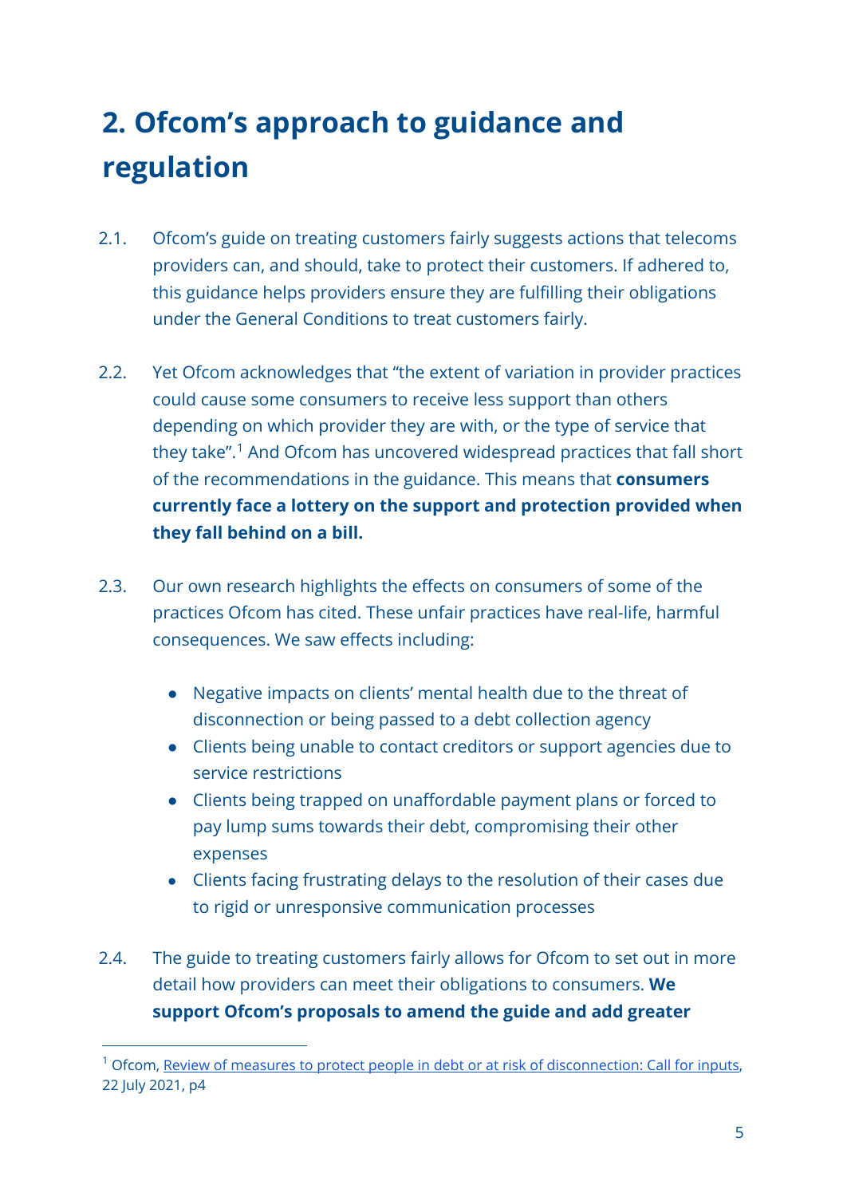# 2. Ofcom's approach to guidance and regulation

2.1. Ofcom's guide on treating customers fairly suggests actions that telecoms providers can, and should, take to protect their customers. If adhered to, this guidance helps providers ensure they are fulfilling their obligations under the General Conditions to treat customers fairly.

2.2. Yet Ofcom acknowledges that "the extent of variation in provider practices could cause some consumers to receive less support than others depending on which provider they are with, or the type of service that they take".[1] And Ofcom has uncovered widespread practices that fall short of the recommendations in the guidance. This means that **consumers currently face a lottery on the support and protection provided when they fall behind on a bill.**

2.3. Our own research highlights the effects on consumers of some of the practices Ofcom has cited. These unfair practices have real-life, harmful consequences. We saw effects including:

- Negative impacts on clients' mental health due to the threat of disconnection or being passed to a debt collection agency
- Clients being unable to contact creditors or support agencies due to service restrictions
- Clients being trapped on unaffordable payment plans or forced to pay lump sums towards their debt, compromising their other expenses
- Clients facing frustrating delays to the resolution of their cases due to rigid or unresponsive communication processes

2.4. The guide to treating customers fairly allows for Ofcom to set out in more detail how providers can meet their obligations to consumers. **We support Ofcom's proposals to amend the guide and add greater**

[1] Ofcom, Review of measures to protect people in debt or at risk of disconnection: Call for inputs, 22 July 2021, p4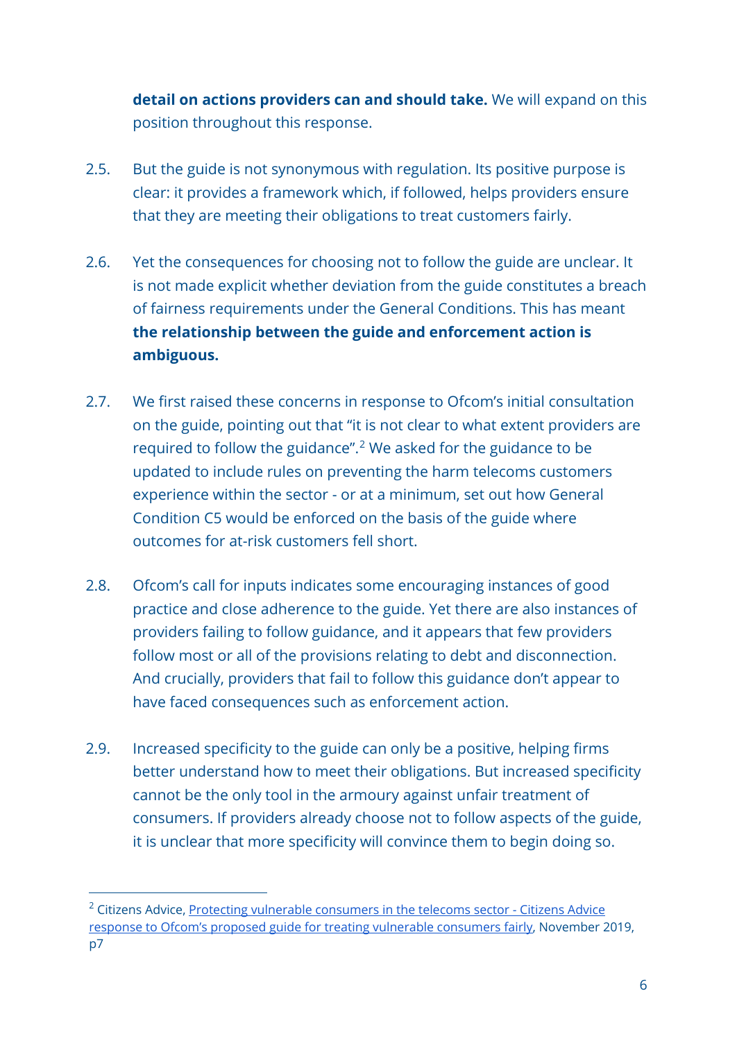**detail on actions providers can and should take.** We will expand on this position throughout this response.

2.5. But the guide is not synonymous with regulation. Its positive purpose is clear: it provides a framework which, if followed, helps providers ensure that they are meeting their obligations to treat customers fairly.

2.6. Yet the consequences for choosing not to follow the guide are unclear. It is not made explicit whether deviation from the guide constitutes a breach of fairness requirements under the General Conditions. This has meant **the relationship between the guide and enforcement action is ambiguous.**

2.7. We first raised these concerns in response to Ofcom's initial consultation on the guide, pointing out that "it is not clear to what extent providers are required to follow the guidance".[2] We asked for the guidance to be updated to include rules on preventing the harm telecoms customers experience within the sector - or at a minimum, set out how General Condition C5 would be enforced on the basis of the guide where outcomes for at-risk customers fell short.

2.8. Ofcom's call for inputs indicates some encouraging instances of good practice and close adherence to the guide. Yet there are also instances of providers failing to follow guidance, and it appears that few providers follow most or all of the provisions relating to debt and disconnection. And crucially, providers that fail to follow this guidance don't appear to have faced consequences such as enforcement action.

2.9. Increased specificity to the guide can only be a positive, helping firms better understand how to meet their obligations. But increased specificity cannot be the only tool in the armoury against unfair treatment of consumers. If providers already choose not to follow aspects of the guide, it is unclear that more specificity will convince them to begin doing so.

---

[2] Citizens Advice, Protecting vulnerable consumers in the telecoms sector - Citizens Advice response to Ofcom's proposed guide for treating vulnerable consumers fairly, November 2019, p7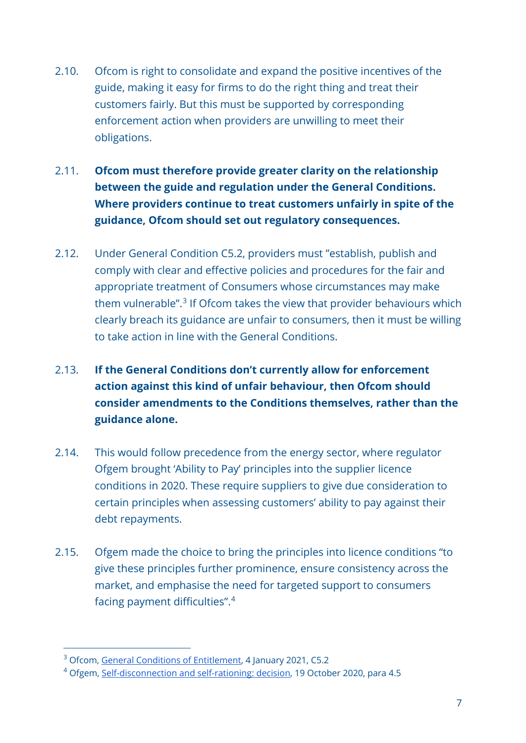2.10. Ofcom is right to consolidate and expand the positive incentives of the guide, making it easy for firms to do the right thing and treat their customers fairly. But this must be supported by corresponding enforcement action when providers are unwilling to meet their obligations.

2.11. **Ofcom must therefore provide greater clarity on the relationship between the guide and regulation under the General Conditions. Where providers continue to treat customers unfairly in spite of the guidance, Ofcom should set out regulatory consequences.**

2.12. Under General Condition C5.2, providers must "establish, publish and comply with clear and effective policies and procedures for the fair and appropriate treatment of Consumers whose circumstances may make them vulnerable".[3] If Ofcom takes the view that provider behaviours which clearly breach its guidance are unfair to consumers, then it must be willing to take action in line with the General Conditions.

2.13. **If the General Conditions don't currently allow for enforcement action against this kind of unfair behaviour, then Ofcom should consider amendments to the Conditions themselves, rather than the guidance alone.**

2.14. This would follow precedence from the energy sector, where regulator Ofgem brought 'Ability to Pay' principles into the supplier licence conditions in 2020. These require suppliers to give due consideration to certain principles when assessing customers' ability to pay against their debt repayments.

2.15. Ofgem made the choice to bring the principles into licence conditions "to give these principles further prominence, ensure consistency across the market, and emphasise the need for targeted support to consumers facing payment difficulties".[4]

---

[3] Ofcom, General Conditions of Entitlement, 4 January 2021, C5.2

[4] Ofgem, Self-disconnection and self-rationing: decision, 19 October 2020, para 4.5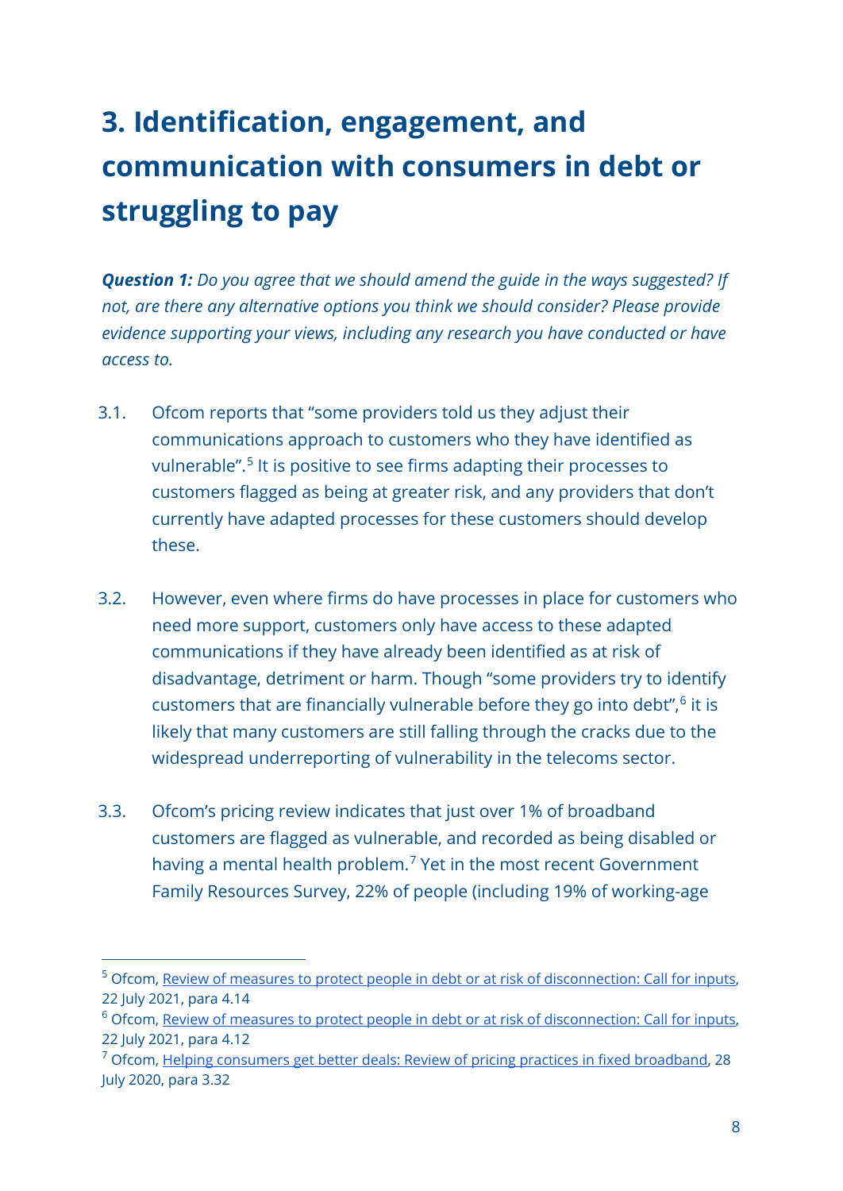# 3. Identification, engagement, and communication with consumers in debt or struggling to pay

***Question 1:*** *Do you agree that we should amend the guide in the ways suggested? If not, are there any alternative options you think we should consider? Please provide evidence supporting your views, including any research you have conducted or have access to.*

3.1. Ofcom reports that "some providers told us they adjust their communications approach to customers who they have identified as vulnerable".[5] It is positive to see firms adapting their processes to customers flagged as being at greater risk, and any providers that don't currently have adapted processes for these customers should develop these.

3.2. However, even where firms do have processes in place for customers who need more support, customers only have access to these adapted communications if they have already been identified as at risk of disadvantage, detriment or harm. Though "some providers try to identify customers that are financially vulnerable before they go into debt",[6] it is likely that many customers are still falling through the cracks due to the widespread underreporting of vulnerability in the telecoms sector.

3.3. Ofcom's pricing review indicates that just over 1% of broadband customers are flagged as vulnerable, and recorded as being disabled or having a mental health problem.[7] Yet in the most recent Government Family Resources Survey, 22% of people (including 19% of working-age

---

[5] Ofcom, Review of measures to protect people in debt or at risk of disconnection: Call for inputs, 22 July 2021, para 4.14

[6] Ofcom, Review of measures to protect people in debt or at risk of disconnection: Call for inputs, 22 July 2021, para 4.12

[7] Ofcom, Helping consumers get better deals: Review of pricing practices in fixed broadband, 28 July 2020, para 3.32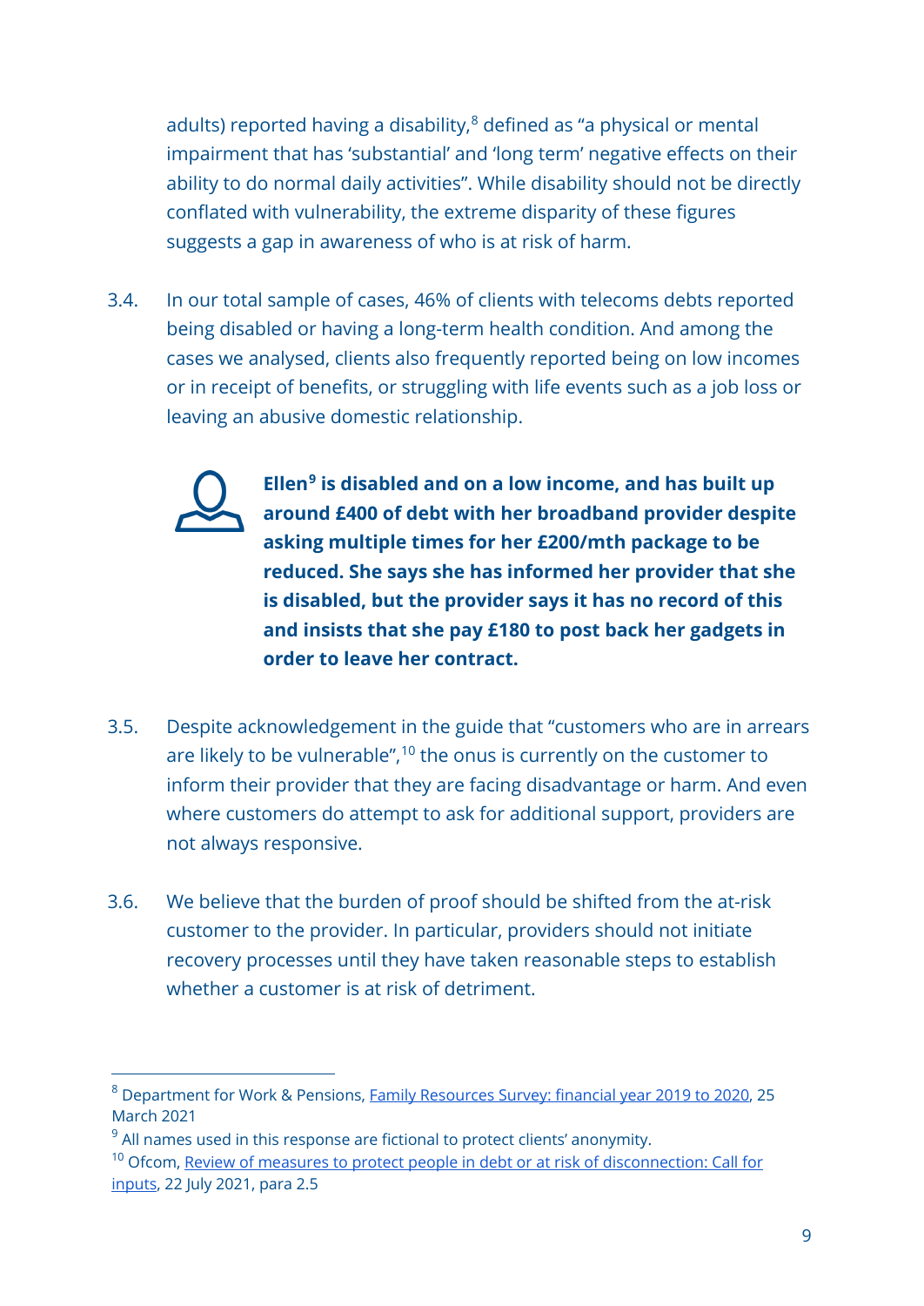adults) reported having a disability,[8] defined as "a physical or mental impairment that has 'substantial' and 'long term' negative effects on their ability to do normal daily activities". While disability should not be directly conflated with vulnerability, the extreme disparity of these figures suggests a gap in awareness of who is at risk of harm.

3.4. In our total sample of cases, 46% of clients with telecoms debts reported being disabled or having a long-term health condition. And among the cases we analysed, clients also frequently reported being on low incomes or in receipt of benefits, or struggling with life events such as a job loss or leaving an abusive domestic relationship.

**Ellen[9] is disabled and on a low income, and has built up around £400 of debt with her broadband provider despite asking multiple times for her £200/mth package to be reduced. She says she has informed her provider that she is disabled, but the provider says it has no record of this and insists that she pay £180 to post back her gadgets in order to leave her contract.**

3.5. Despite acknowledgement in the guide that "customers who are in arrears are likely to be vulnerable",[10] the onus is currently on the customer to inform their provider that they are facing disadvantage or harm. And even where customers do attempt to ask for additional support, providers are not always responsive.

3.6. We believe that the burden of proof should be shifted from the at-risk customer to the provider. In particular, providers should not initiate recovery processes until they have taken reasonable steps to establish whether a customer is at risk of detriment.

---

[8] Department for Work & Pensions, Family Resources Survey: financial year 2019 to 2020, 25 March 2021

[9] All names used in this response are fictional to protect clients' anonymity.

[10] Ofcom, Review of measures to protect people in debt or at risk of disconnection: Call for inputs, 22 July 2021, para 2.5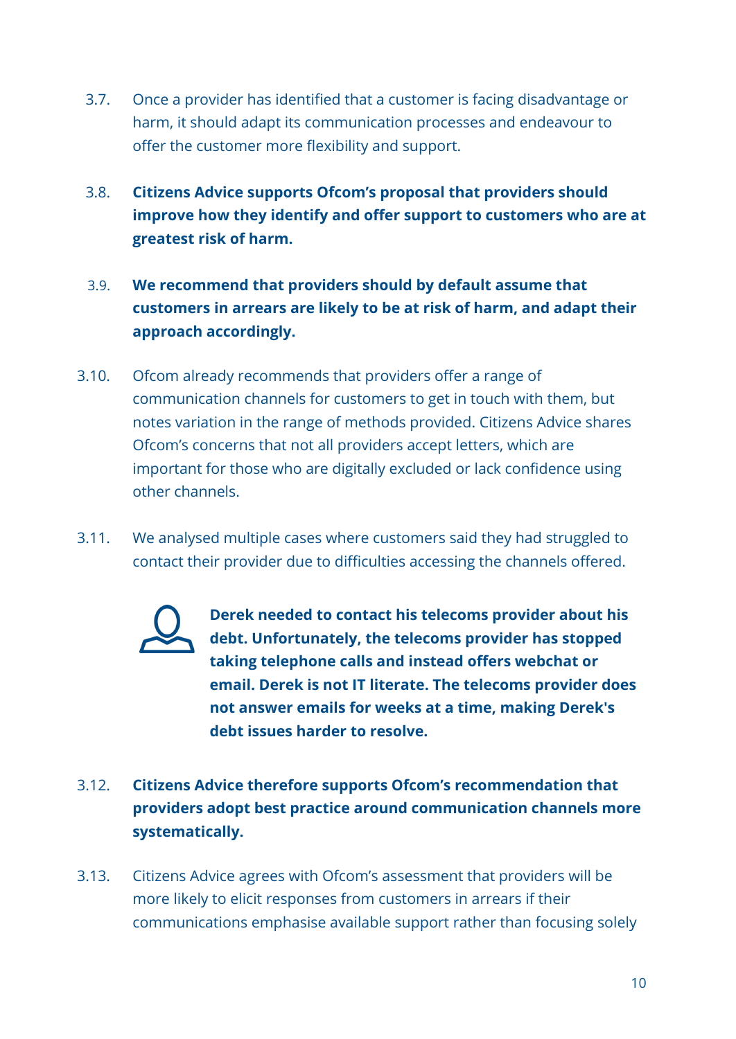3.7. Once a provider has identified that a customer is facing disadvantage or harm, it should adapt its communication processes and endeavour to offer the customer more flexibility and support.

3.8. **Citizens Advice supports Ofcom's proposal that providers should improve how they identify and offer support to customers who are at greatest risk of harm.**

3.9. **We recommend that providers should by default assume that customers in arrears are likely to be at risk of harm, and adapt their approach accordingly.**

3.10. Ofcom already recommends that providers offer a range of communication channels for customers to get in touch with them, but notes variation in the range of methods provided. Citizens Advice shares Ofcom's concerns that not all providers accept letters, which are important for those who are digitally excluded or lack confidence using other channels.

3.11. We analysed multiple cases where customers said they had struggled to contact their provider due to difficulties accessing the channels offered.

> **Derek needed to contact his telecoms provider about his debt. Unfortunately, the telecoms provider has stopped taking telephone calls and instead offers webchat or email. Derek is not IT literate. The telecoms provider does not answer emails for weeks at a time, making Derek's debt issues harder to resolve.**

3.12. **Citizens Advice therefore supports Ofcom's recommendation that providers adopt best practice around communication channels more systematically.**

3.13. Citizens Advice agrees with Ofcom's assessment that providers will be more likely to elicit responses from customers in arrears if their communications emphasise available support rather than focusing solely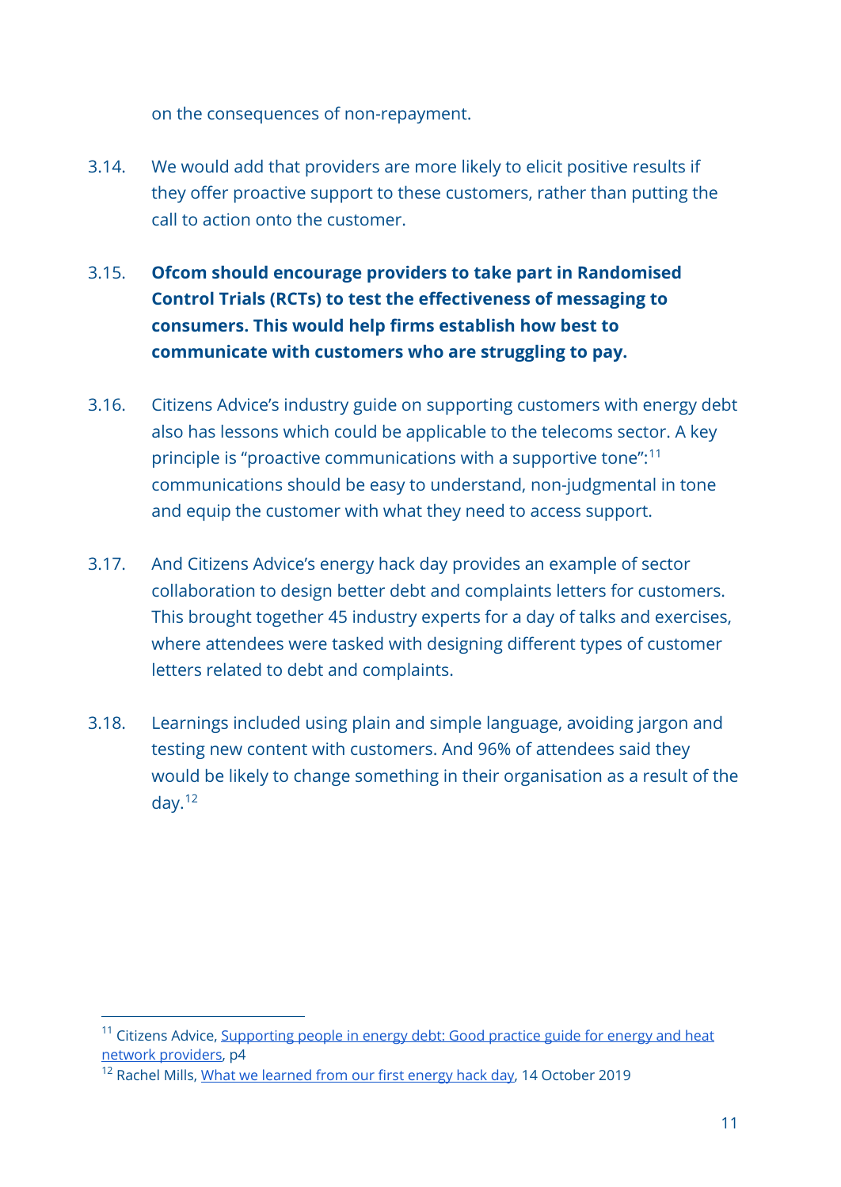on the consequences of non-repayment.

3.14. We would add that providers are more likely to elicit positive results if they offer proactive support to these customers, rather than putting the call to action onto the customer.

3.15. **Ofcom should encourage providers to take part in Randomised Control Trials (RCTs) to test the effectiveness of messaging to consumers. This would help firms establish how best to communicate with customers who are struggling to pay.**

3.16. Citizens Advice's industry guide on supporting customers with energy debt also has lessons which could be applicable to the telecoms sector. A key principle is "proactive communications with a supportive tone":[11] communications should be easy to understand, non-judgmental in tone and equip the customer with what they need to access support.

3.17. And Citizens Advice's energy hack day provides an example of sector collaboration to design better debt and complaints letters for customers. This brought together 45 industry experts for a day of talks and exercises, where attendees were tasked with designing different types of customer letters related to debt and complaints.

3.18. Learnings included using plain and simple language, avoiding jargon and testing new content with customers. And 96% of attendees said they would be likely to change something in their organisation as a result of the day.[12]

---

[11] Citizens Advice, Supporting people in energy debt: Good practice guide for energy and heat network providers, p4

[12] Rachel Mills, What we learned from our first energy hack day, 14 October 2019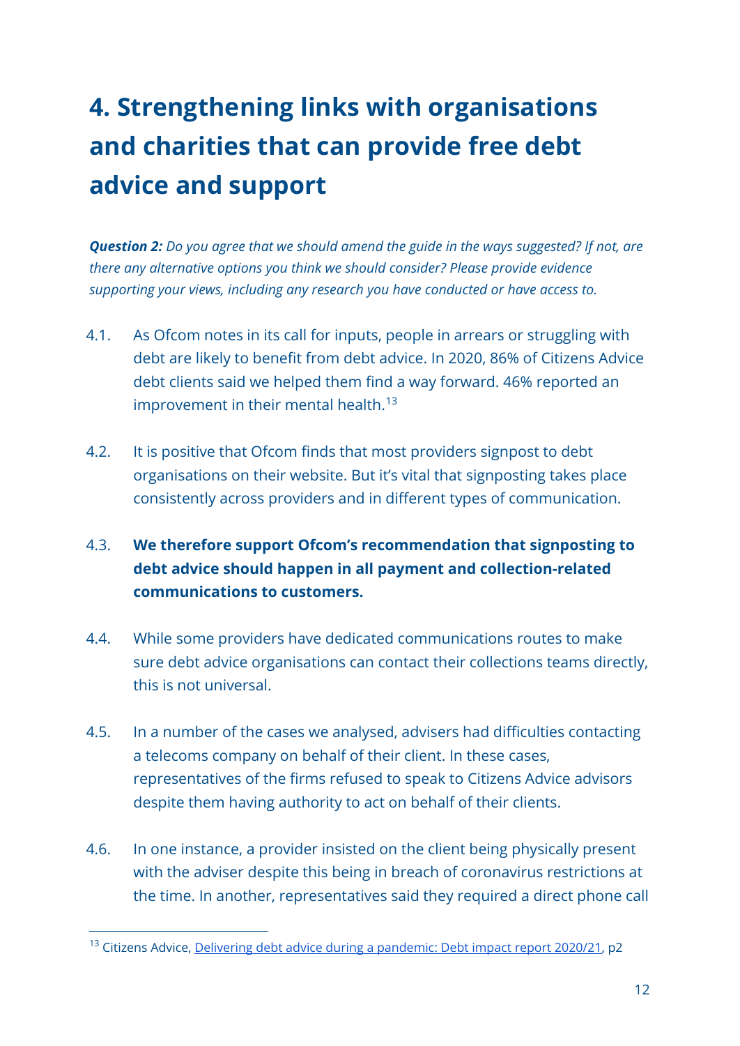# 4. Strengthening links with organisations and charities that can provide free debt advice and support

***Question 2:*** *Do you agree that we should amend the guide in the ways suggested? If not, are there any alternative options you think we should consider? Please provide evidence supporting your views, including any research you have conducted or have access to.*

4.1. As Ofcom notes in its call for inputs, people in arrears or struggling with debt are likely to benefit from debt advice. In 2020, 86% of Citizens Advice debt clients said we helped them find a way forward. 46% reported an improvement in their mental health.[13]

4.2. It is positive that Ofcom finds that most providers signpost to debt organisations on their website. But it's vital that signposting takes place consistently across providers and in different types of communication.

4.3. **We therefore support Ofcom's recommendation that signposting to debt advice should happen in all payment and collection-related communications to customers.**

4.4. While some providers have dedicated communications routes to make sure debt advice organisations can contact their collections teams directly, this is not universal.

4.5. In a number of the cases we analysed, advisers had difficulties contacting a telecoms company on behalf of their client. In these cases, representatives of the firms refused to speak to Citizens Advice advisors despite them having authority to act on behalf of their clients.

4.6. In one instance, a provider insisted on the client being physically present with the adviser despite this being in breach of coronavirus restrictions at the time. In another, representatives said they required a direct phone call

[13] Citizens Advice, Delivering debt advice during a pandemic: Debt impact report 2020/21, p2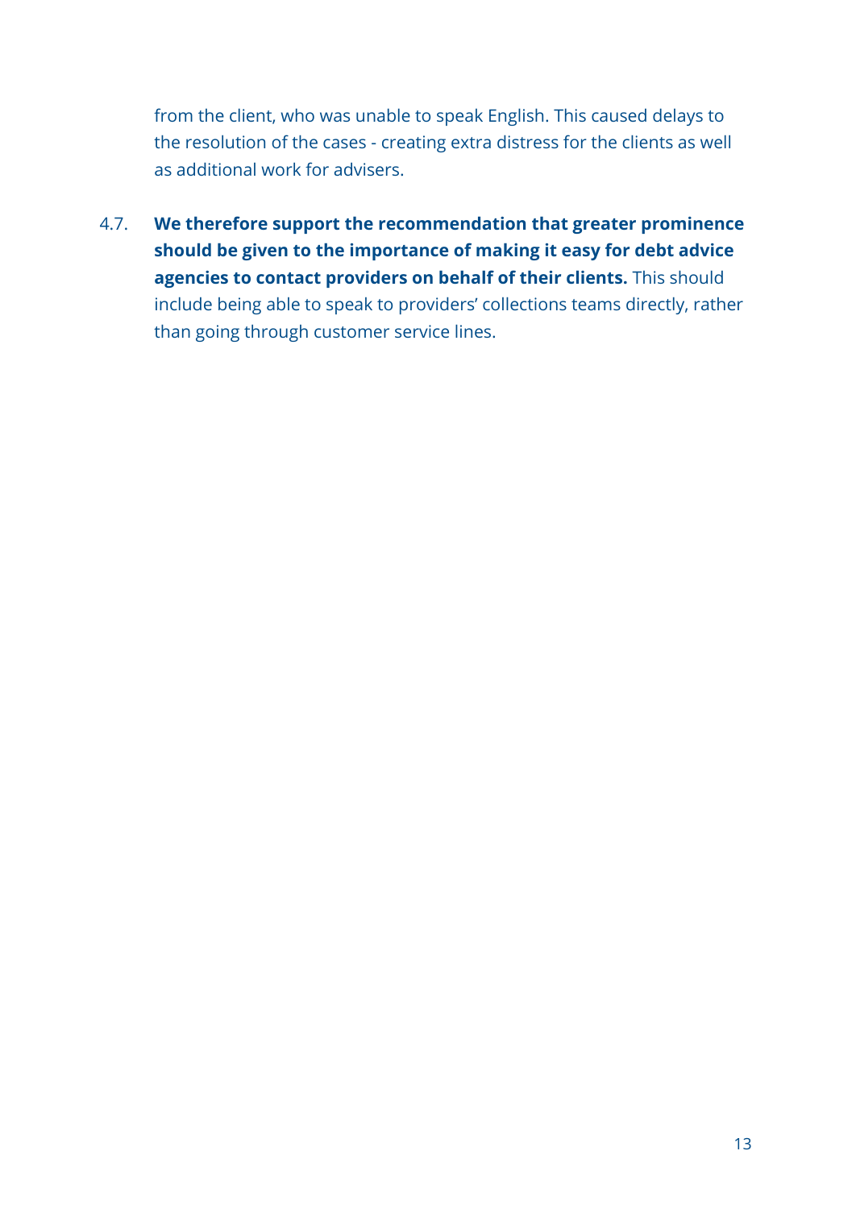from the client, who was unable to speak English. This caused delays to the resolution of the cases - creating extra distress for the clients as well as additional work for advisers.

4.7. **We therefore support the recommendation that greater prominence should be given to the importance of making it easy for debt advice agencies to contact providers on behalf of their clients.** This should include being able to speak to providers' collections teams directly, rather than going through customer service lines.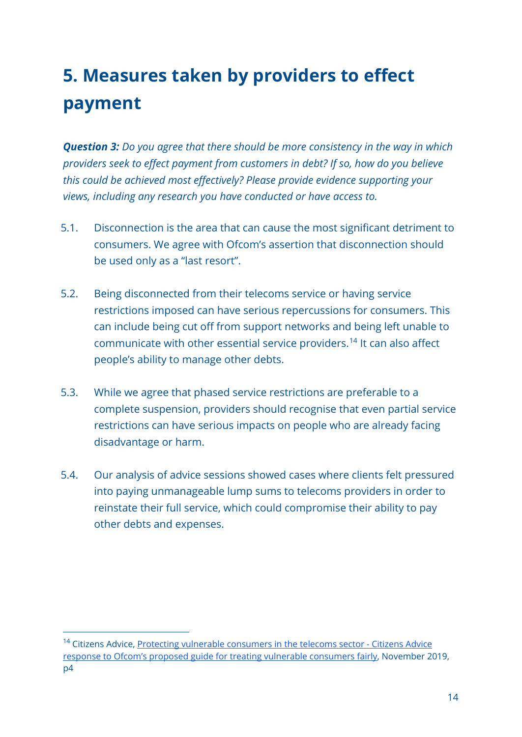# 5. Measures taken by providers to effect payment

***Question 3:*** *Do you agree that there should be more consistency in the way in which providers seek to effect payment from customers in debt? If so, how do you believe this could be achieved most effectively? Please provide evidence supporting your views, including any research you have conducted or have access to.*

5.1. Disconnection is the area that can cause the most significant detriment to consumers. We agree with Ofcom's assertion that disconnection should be used only as a "last resort".

5.2. Being disconnected from their telecoms service or having service restrictions imposed can have serious repercussions for consumers. This can include being cut off from support networks and being left unable to communicate with other essential service providers.[14] It can also affect people's ability to manage other debts.

5.3. While we agree that phased service restrictions are preferable to a complete suspension, providers should recognise that even partial service restrictions can have serious impacts on people who are already facing disadvantage or harm.

5.4. Our analysis of advice sessions showed cases where clients felt pressured into paying unmanageable lump sums to telecoms providers in order to reinstate their full service, which could compromise their ability to pay other debts and expenses.

---

[14] Citizens Advice, Protecting vulnerable consumers in the telecoms sector - Citizens Advice response to Ofcom's proposed guide for treating vulnerable consumers fairly, November 2019, p4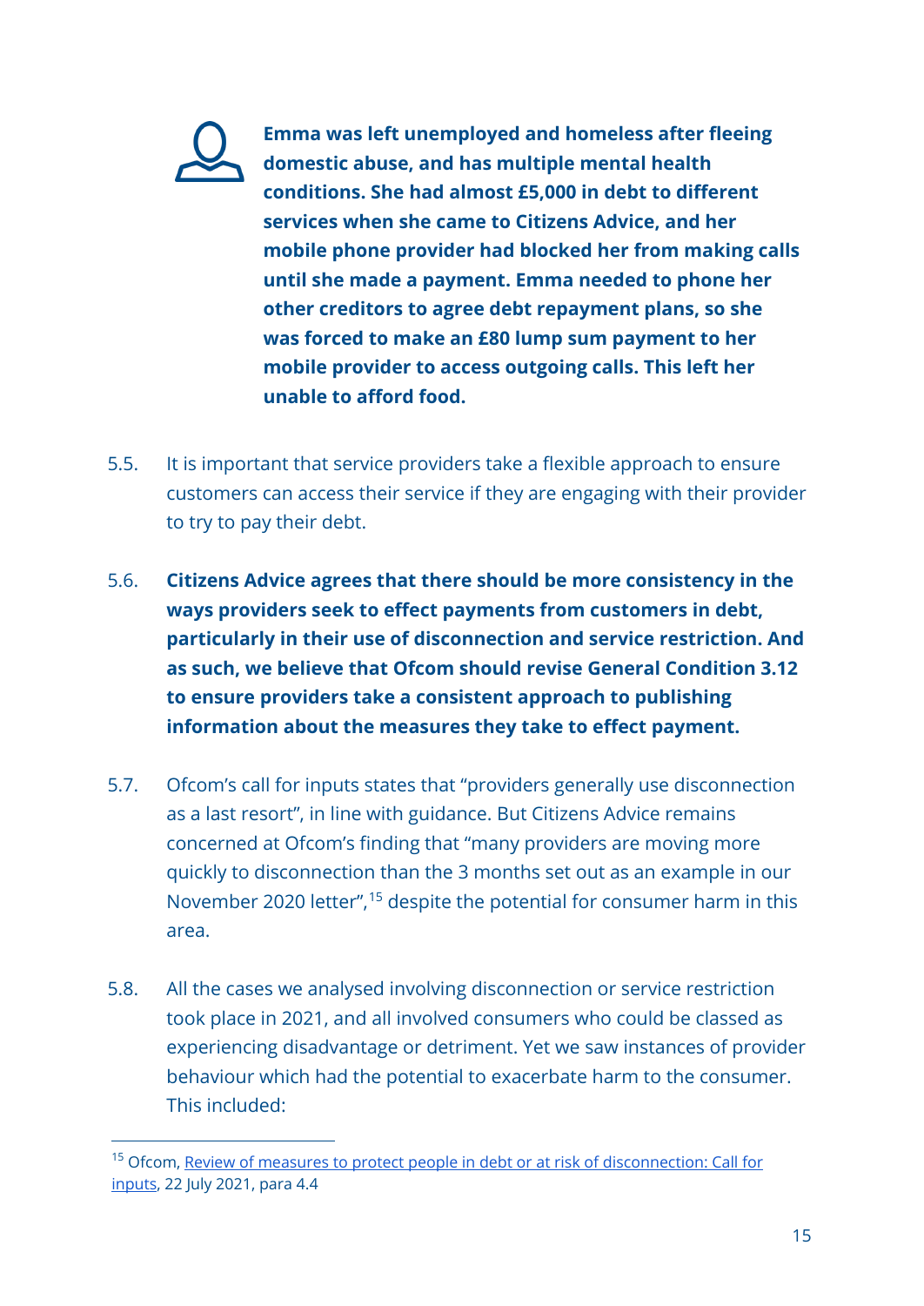**Emma was left unemployed and homeless after fleeing domestic abuse, and has multiple mental health conditions. She had almost £5,000 in debt to different services when she came to Citizens Advice, and her mobile phone provider had blocked her from making calls until she made a payment. Emma needed to phone her other creditors to agree debt repayment plans, so she was forced to make an £80 lump sum payment to her mobile provider to access outgoing calls. This left her unable to afford food.**

5.5. It is important that service providers take a flexible approach to ensure customers can access their service if they are engaging with their provider to try to pay their debt.

5.6. **Citizens Advice agrees that there should be more consistency in the ways providers seek to effect payments from customers in debt, particularly in their use of disconnection and service restriction. And as such, we believe that Ofcom should revise General Condition 3.12 to ensure providers take a consistent approach to publishing information about the measures they take to effect payment.**

5.7. Ofcom's call for inputs states that "providers generally use disconnection as a last resort", in line with guidance. But Citizens Advice remains concerned at Ofcom's finding that "many providers are moving more quickly to disconnection than the 3 months set out as an example in our November 2020 letter",[15] despite the potential for consumer harm in this area.

5.8. All the cases we analysed involving disconnection or service restriction took place in 2021, and all involved consumers who could be classed as experiencing disadvantage or detriment. Yet we saw instances of provider behaviour which had the potential to exacerbate harm to the consumer. This included:

---

[15] Ofcom, Review of measures to protect people in debt or at risk of disconnection: Call for inputs, 22 July 2021, para 4.4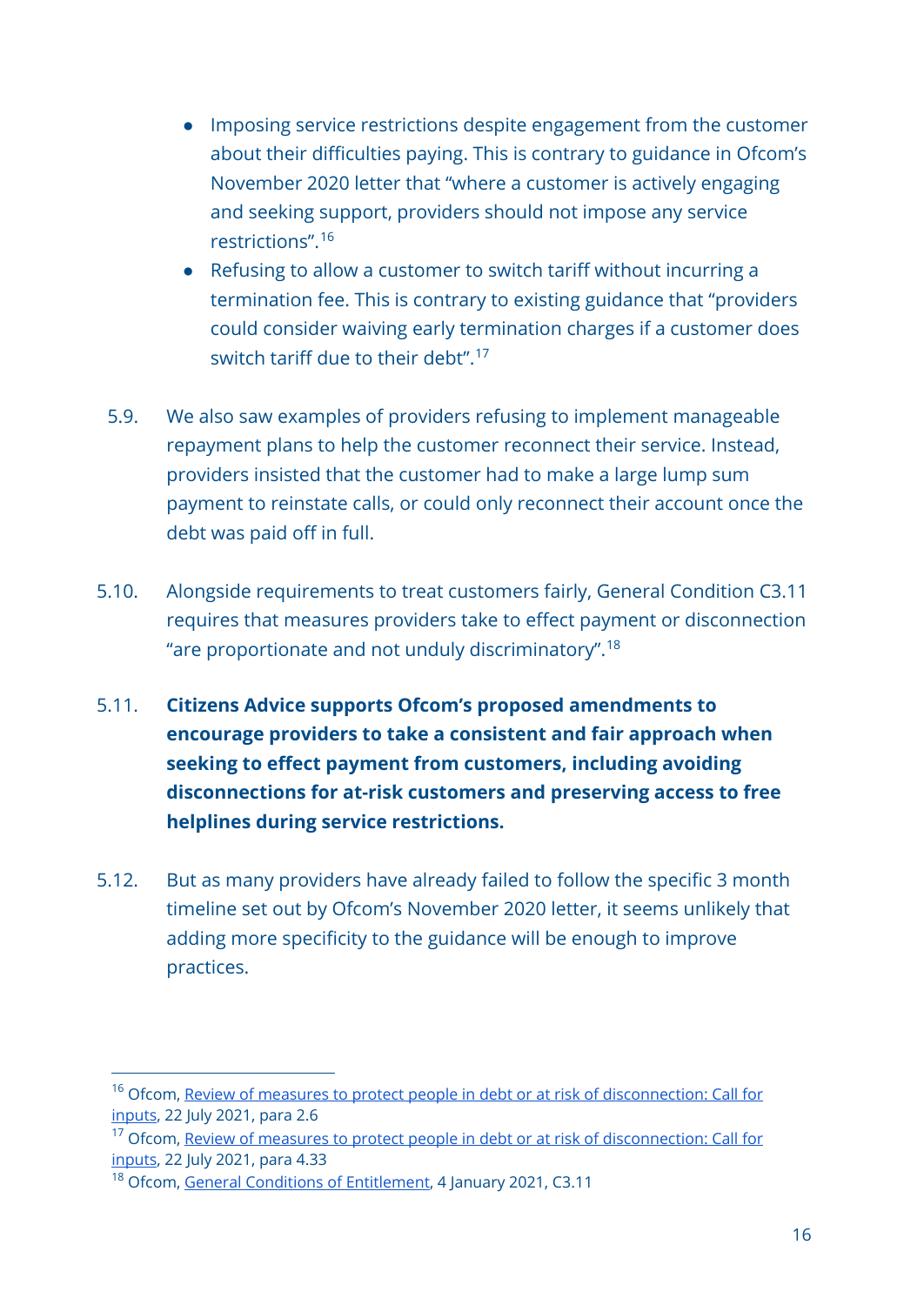- Imposing service restrictions despite engagement from the customer about their difficulties paying. This is contrary to guidance in Ofcom's November 2020 letter that "where a customer is actively engaging and seeking support, providers should not impose any service restrictions".[16]
- Refusing to allow a customer to switch tariff without incurring a termination fee. This is contrary to existing guidance that "providers could consider waiving early termination charges if a customer does switch tariff due to their debt".[17]

5.9. We also saw examples of providers refusing to implement manageable repayment plans to help the customer reconnect their service. Instead, providers insisted that the customer had to make a large lump sum payment to reinstate calls, or could only reconnect their account once the debt was paid off in full.

5.10. Alongside requirements to treat customers fairly, General Condition C3.11 requires that measures providers take to effect payment or disconnection "are proportionate and not unduly discriminatory".[18]

5.11. **Citizens Advice supports Ofcom's proposed amendments to encourage providers to take a consistent and fair approach when seeking to effect payment from customers, including avoiding disconnections for at-risk customers and preserving access to free helplines during service restrictions.**

5.12. But as many providers have already failed to follow the specific 3 month timeline set out by Ofcom's November 2020 letter, it seems unlikely that adding more specificity to the guidance will be enough to improve practices.

---

[16] Ofcom, Review of measures to protect people in debt or at risk of disconnection: Call for inputs, 22 July 2021, para 2.6

[17] Ofcom, Review of measures to protect people in debt or at risk of disconnection: Call for inputs, 22 July 2021, para 4.33

[18] Ofcom, General Conditions of Entitlement, 4 January 2021, C3.11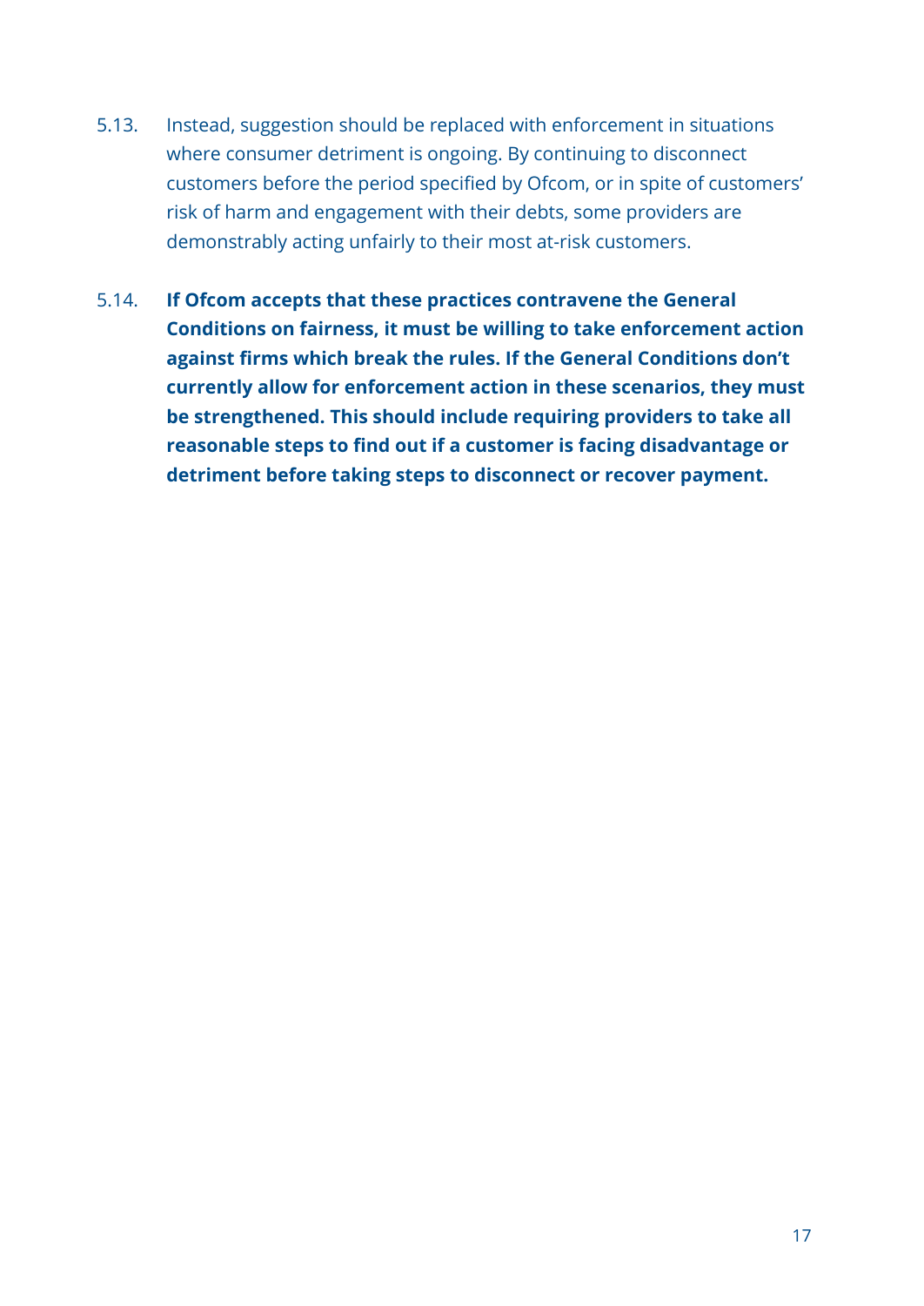5.13. Instead, suggestion should be replaced with enforcement in situations where consumer detriment is ongoing. By continuing to disconnect customers before the period specified by Ofcom, or in spite of customers' risk of harm and engagement with their debts, some providers are demonstrably acting unfairly to their most at-risk customers.

5.14. **If Ofcom accepts that these practices contravene the General Conditions on fairness, it must be willing to take enforcement action against firms which break the rules. If the General Conditions don't currently allow for enforcement action in these scenarios, they must be strengthened. This should include requiring providers to take all reasonable steps to find out if a customer is facing disadvantage or detriment before taking steps to disconnect or recover payment.**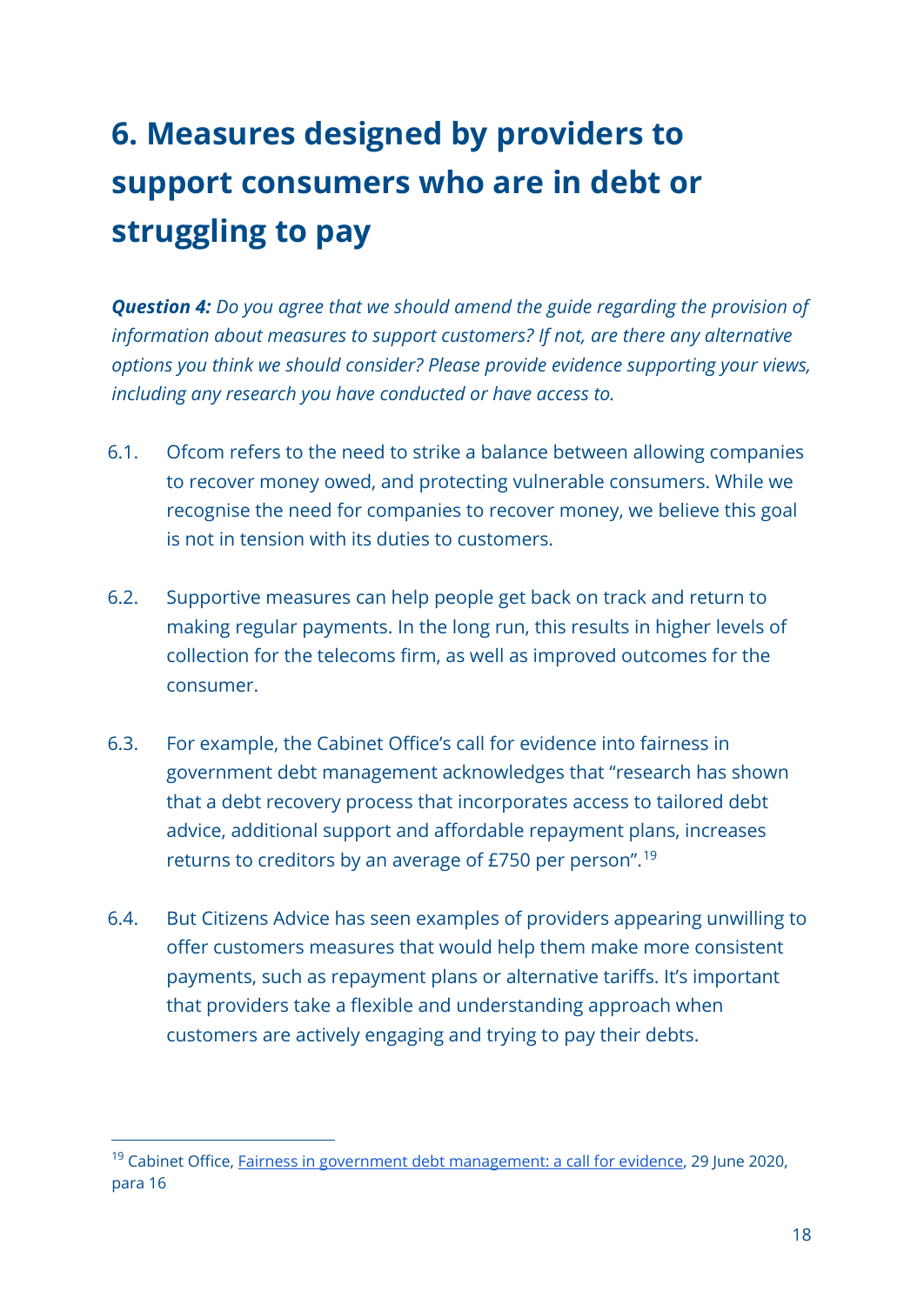# 6. Measures designed by providers to support consumers who are in debt or struggling to pay

***Question 4:*** *Do you agree that we should amend the guide regarding the provision of information about measures to support customers? If not, are there any alternative options you think we should consider? Please provide evidence supporting your views, including any research you have conducted or have access to.*

6.1. Ofcom refers to the need to strike a balance between allowing companies to recover money owed, and protecting vulnerable consumers. While we recognise the need for companies to recover money, we believe this goal is not in tension with its duties to customers.

6.2. Supportive measures can help people get back on track and return to making regular payments. In the long run, this results in higher levels of collection for the telecoms firm, as well as improved outcomes for the consumer.

6.3. For example, the Cabinet Office's call for evidence into fairness in government debt management acknowledges that "research has shown that a debt recovery process that incorporates access to tailored debt advice, additional support and affordable repayment plans, increases returns to creditors by an average of £750 per person".[19]

6.4. But Citizens Advice has seen examples of providers appearing unwilling to offer customers measures that would help them make more consistent payments, such as repayment plans or alternative tariffs. It's important that providers take a flexible and understanding approach when customers are actively engaging and trying to pay their debts.

---

[19] Cabinet Office, Fairness in government debt management: a call for evidence, 29 June 2020, para 16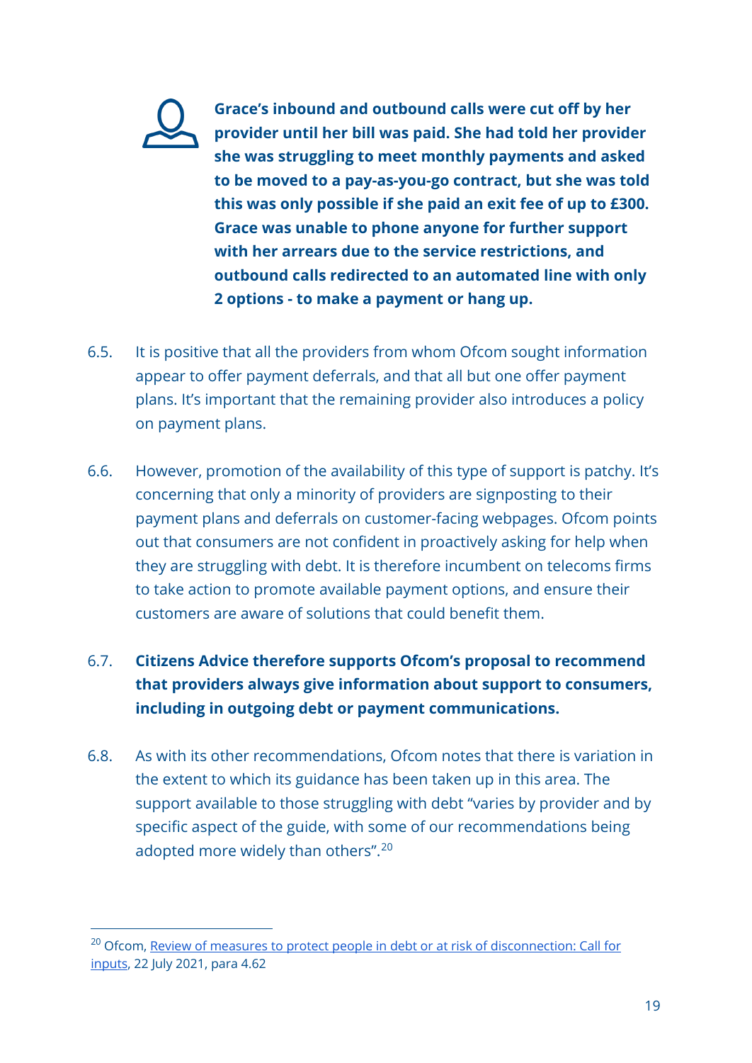**Grace's inbound and outbound calls were cut off by her provider until her bill was paid. She had told her provider she was struggling to meet monthly payments and asked to be moved to a pay-as-you-go contract, but she was told this was only possible if she paid an exit fee of up to £300. Grace was unable to phone anyone for further support with her arrears due to the service restrictions, and outbound calls redirected to an automated line with only 2 options - to make a payment or hang up.**

6.5. It is positive that all the providers from whom Ofcom sought information appear to offer payment deferrals, and that all but one offer payment plans. It's important that the remaining provider also introduces a policy on payment plans.

6.6. However, promotion of the availability of this type of support is patchy. It's concerning that only a minority of providers are signposting to their payment plans and deferrals on customer-facing webpages. Ofcom points out that consumers are not confident in proactively asking for help when they are struggling with debt. It is therefore incumbent on telecoms firms to take action to promote available payment options, and ensure their customers are aware of solutions that could benefit them.

6.7. **Citizens Advice therefore supports Ofcom's proposal to recommend that providers always give information about support to consumers, including in outgoing debt or payment communications.**

6.8. As with its other recommendations, Ofcom notes that there is variation in the extent to which its guidance has been taken up in this area. The support available to those struggling with debt "varies by provider and by specific aspect of the guide, with some of our recommendations being adopted more widely than others".[20]

---

[20] Ofcom, Review of measures to protect people in debt or at risk of disconnection: Call for inputs, 22 July 2021, para 4.62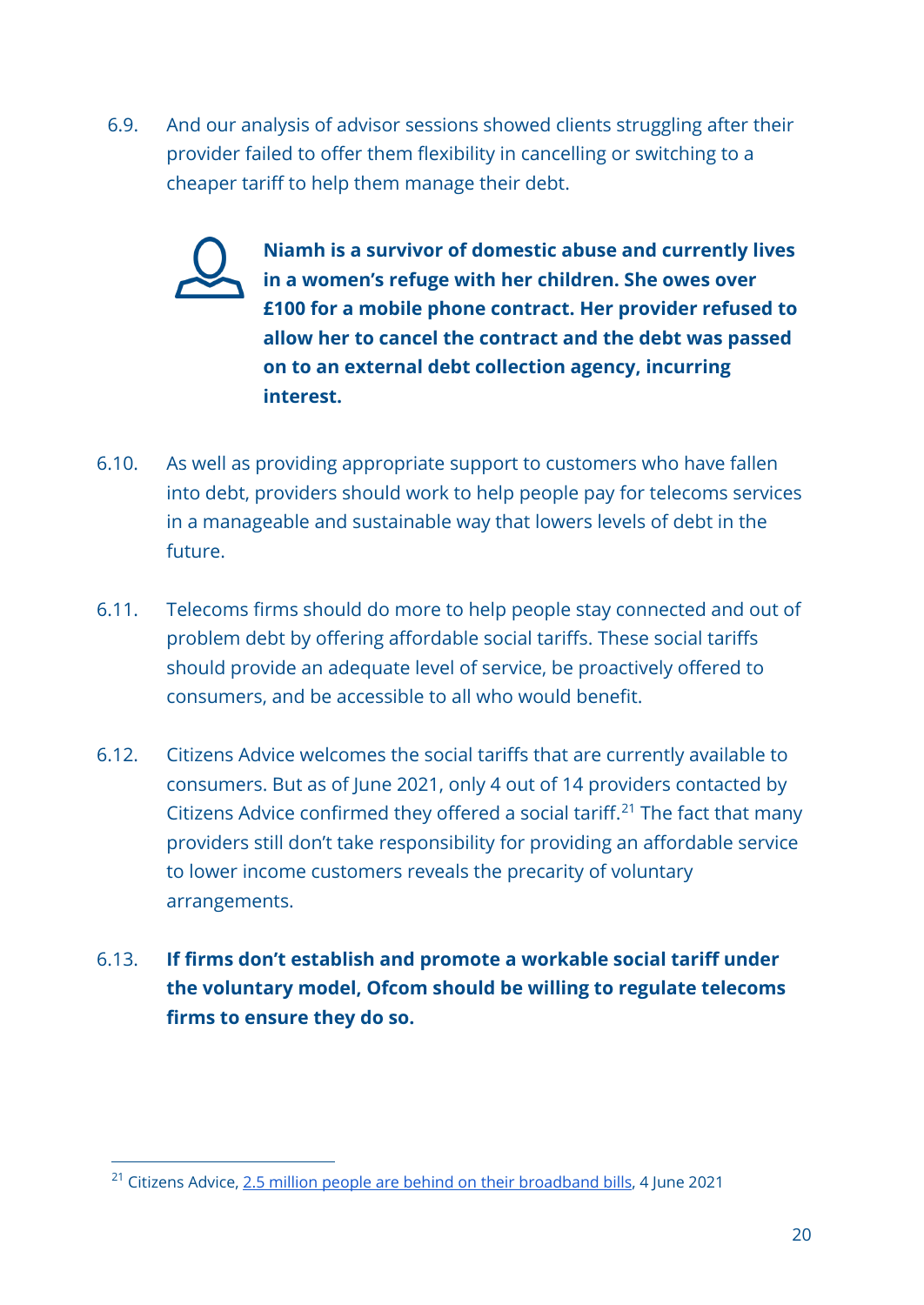6.9. And our analysis of advisor sessions showed clients struggling after their provider failed to offer them flexibility in cancelling or switching to a cheaper tariff to help them manage their debt.

**Niamh is a survivor of domestic abuse and currently lives in a women's refuge with her children. She owes over £100 for a mobile phone contract. Her provider refused to allow her to cancel the contract and the debt was passed on to an external debt collection agency, incurring interest.**

6.10. As well as providing appropriate support to customers who have fallen into debt, providers should work to help people pay for telecoms services in a manageable and sustainable way that lowers levels of debt in the future.

6.11. Telecoms firms should do more to help people stay connected and out of problem debt by offering affordable social tariffs. These social tariffs should provide an adequate level of service, be proactively offered to consumers, and be accessible to all who would benefit.

6.12. Citizens Advice welcomes the social tariffs that are currently available to consumers. But as of June 2021, only 4 out of 14 providers contacted by Citizens Advice confirmed they offered a social tariff.[21] The fact that many providers still don't take responsibility for providing an affordable service to lower income customers reveals the precarity of voluntary arrangements.

6.13. **If firms don't establish and promote a workable social tariff under the voluntary model, Ofcom should be willing to regulate telecoms firms to ensure they do so.**

---

[21] Citizens Advice, 2.5 million people are behind on their broadband bills, 4 June 2021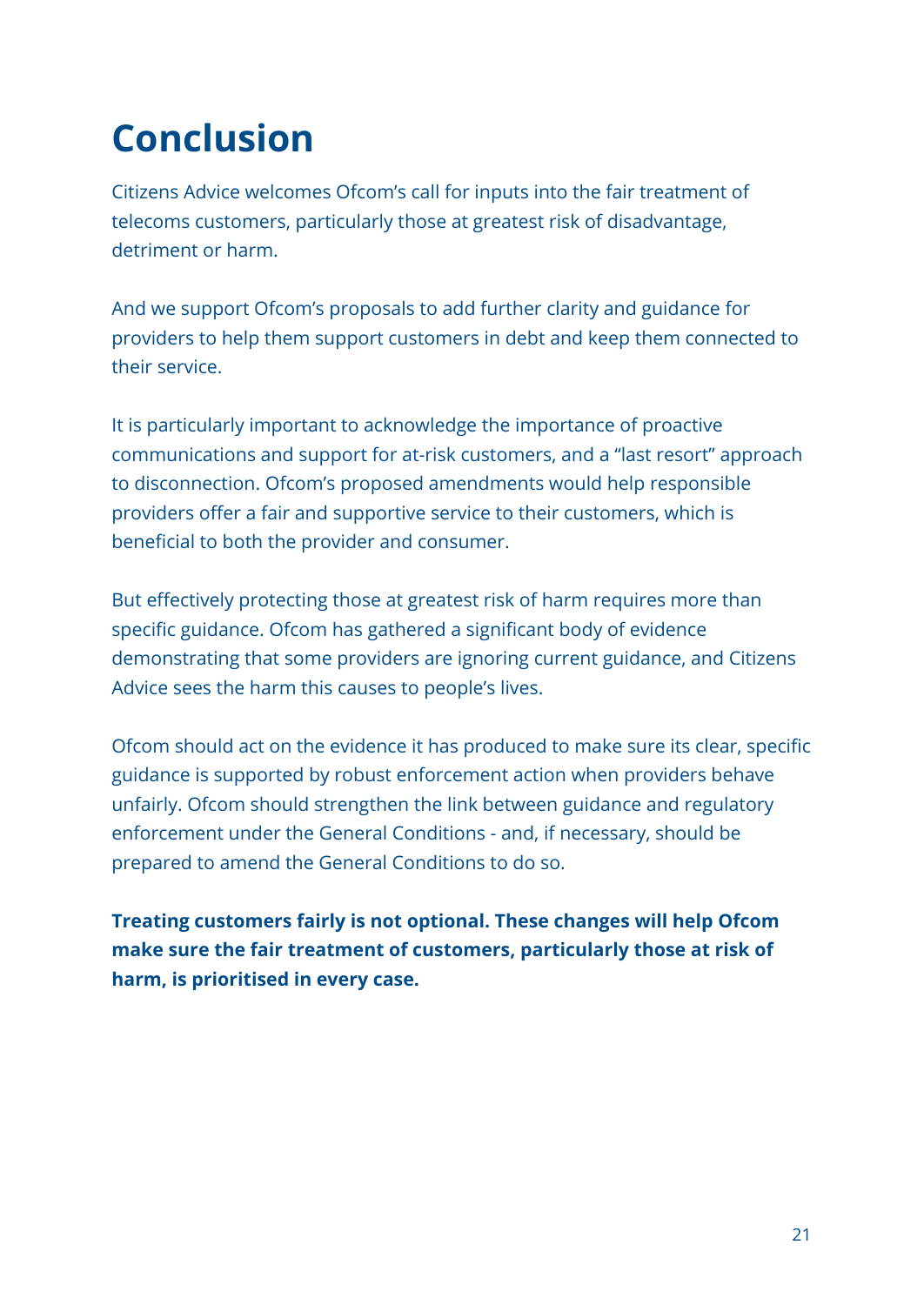# Conclusion

Citizens Advice welcomes Ofcom's call for inputs into the fair treatment of telecoms customers, particularly those at greatest risk of disadvantage, detriment or harm.

And we support Ofcom's proposals to add further clarity and guidance for providers to help them support customers in debt and keep them connected to their service.

It is particularly important to acknowledge the importance of proactive communications and support for at-risk customers, and a "last resort" approach to disconnection. Ofcom's proposed amendments would help responsible providers offer a fair and supportive service to their customers, which is beneficial to both the provider and consumer.

But effectively protecting those at greatest risk of harm requires more than specific guidance. Ofcom has gathered a significant body of evidence demonstrating that some providers are ignoring current guidance, and Citizens Advice sees the harm this causes to people's lives.

Ofcom should act on the evidence it has produced to make sure its clear, specific guidance is supported by robust enforcement action when providers behave unfairly. Ofcom should strengthen the link between guidance and regulatory enforcement under the General Conditions - and, if necessary, should be prepared to amend the General Conditions to do so.

**Treating customers fairly is not optional. These changes will help Ofcom make sure the fair treatment of customers, particularly those at risk of harm, is prioritised in every case.**